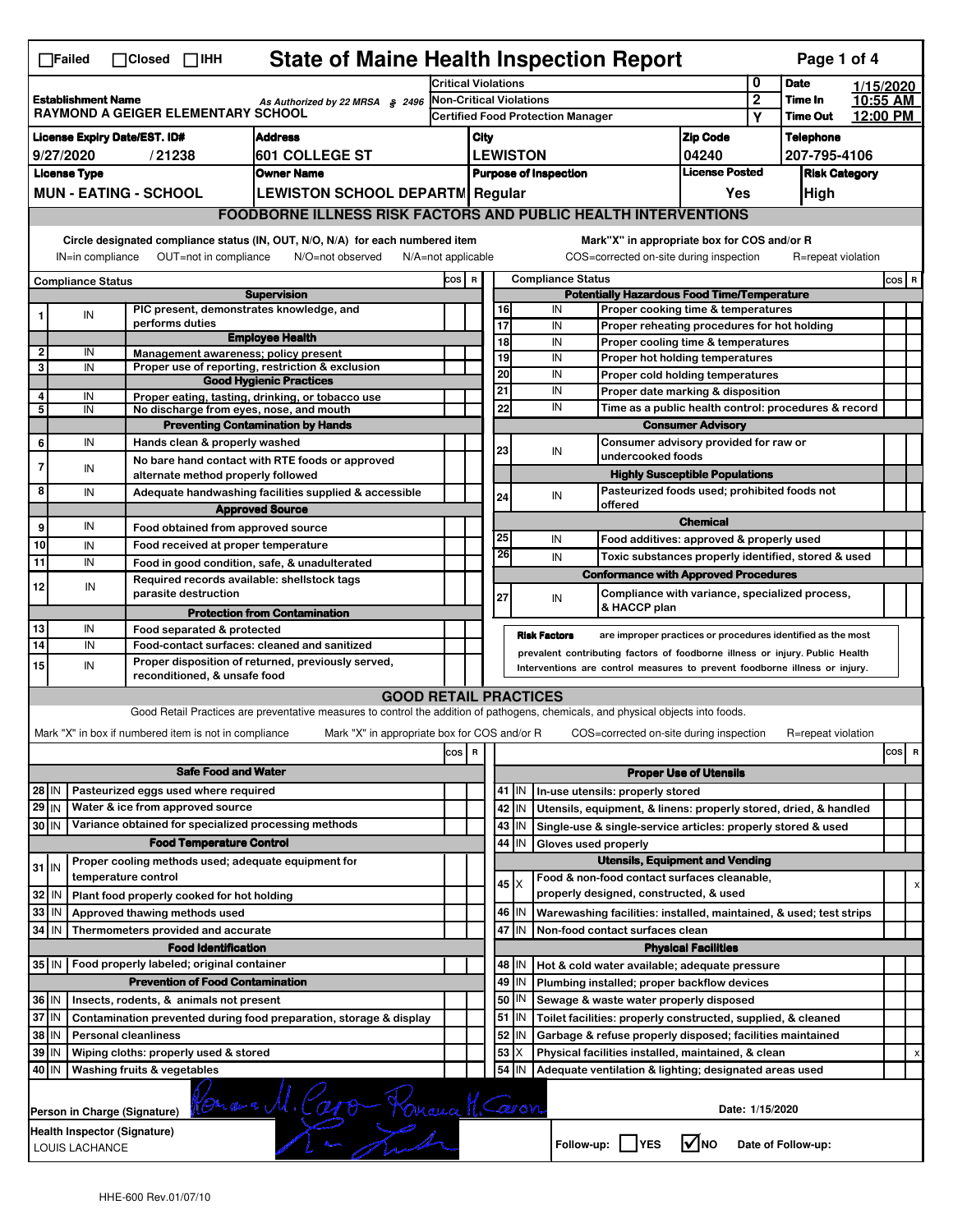☐Failed ☐Closed ☐IHH

# State of Maine Health Inspection Report

| Establishment Name | As Authorized by 22 MRSA § 2496 | Critical Violations | 0 | Date | 1/15/2020 |
|---|---|---|---|---|---|
| RAYMOND A GEIGER ELEMENTARY SCHOOL | | Non-Critical Violations | 2 | Time In | 10:55 AM |
| | | Certified Food Protection Manager | Y | Time Out | 12:00 PM |

| License Expiry Date/EST. ID# | Address | City | Zip Code | Telephone |
|---|---|---|---|---|
| 9/27/2020 / 21238 | 601 COLLEGE ST | LEWISTON | 04240 | 207-795-4106 |

| License Type | Owner Name | Purpose of Inspection | License Posted | Risk Category |
|---|---|---|---|---|
| MUN - EATING - SCHOOL | LEWISTON SCHOOL DEPARTM | Regular | Yes | High |

## FOODBORNE ILLNESS RISK FACTORS AND PUBLIC HEALTH INTERVENTIONS

Circle designated compliance status (IN, OUT, N/O, N/A) for each numbered item — IN=in compliance, OUT=not in compliance, N/O=not observed, N/A=not applicable

Mark "X" in appropriate box for COS and/or R — COS=corrected on-site during inspection, R=repeat violation

| # | Compliance Status | Item | COS | R |
|---|---|---|---|---|
| | | **Supervision** | | |
| 1 | IN | PIC present, demonstrates knowledge, and performs duties | | |
| | | **Employee Health** | | |
| 2 | IN | Management awareness; policy present | | |
| 3 | IN | Proper use of reporting, restriction & exclusion | | |
| | | **Good Hygienic Practices** | | |
| 4 | IN | Proper eating, tasting, drinking, or tobacco use | | |
| 5 | IN | No discharge from eyes, nose, and mouth | | |
| | | **Preventing Contamination by Hands** | | |
| 6 | IN | Hands clean & properly washed | | |
| 7 | IN | No bare hand contact with RTE foods or approved alternate method properly followed | | |
| 8 | IN | Adequate handwashing facilities supplied & accessible | | |
| | | **Approved Source** | | |
| 9 | IN | Food obtained from approved source | | |
| 10 | IN | Food received at proper temperature | | |
| 11 | IN | Food in good condition, safe, & unadulterated | | |
| 12 | IN | Required records available: shellstock tags parasite destruction | | |
| | | **Protection from Contamination** | | |
| 13 | IN | Food separated & protected | | |
| 14 | IN | Food-contact surfaces: cleaned and sanitized | | |
| 15 | IN | Proper disposition of returned, previously served, reconditioned, & unsafe food | | |
| | | **Potentially Hazardous Food Time/Temperature** | | |
| 16 | IN | Proper cooking time & temperatures | | |
| 17 | IN | Proper reheating procedures for hot holding | | |
| 18 | IN | Proper cooling time & temperatures | | |
| 19 | IN | Proper hot holding temperatures | | |
| 20 | IN | Proper cold holding temperatures | | |
| 21 | IN | Proper date marking & disposition | | |
| 22 | IN | Time as a public health control: procedures & record | | |
| | | **Consumer Advisory** | | |
| 23 | IN | Consumer advisory provided for raw or undercooked foods | | |
| | | **Highly Susceptible Populations** | | |
| 24 | IN | Pasteurized foods used; prohibited foods not offered | | |
| | | **Chemical** | | |
| 25 | IN | Food additives: approved & properly used | | |
| 26 | IN | Toxic substances properly identified, stored & used | | |
| | | **Conformance with Approved Procedures** | | |
| 27 | IN | Compliance with variance, specialized process, & HACCP plan | | |

**Risk Factors** are improper practices or procedures identified as the most prevalent contributing factors of foodborne illness or injury. Public Health Interventions are control measures to prevent foodborne illness or injury.

## GOOD RETAIL PRACTICES

Good Retail Practices are preventative measures to control the addition of pathogens, chemicals, and physical objects into foods.

Mark "X" in box if numbered item is not in compliance — Mark "X" in appropriate box for COS and/or R — COS=corrected on-site during inspection — R=repeat violation

| # | Status | Item | COS | R |
|---|---|---|---|---|
| | | **Safe Food and Water** | | |
| 28 | IN | Pasteurized eggs used where required | | |
| 29 | IN | Water & ice from approved source | | |
| 30 | IN | Variance obtained for specialized processing methods | | |
| | | **Food Temperature Control** | | |
| 31 | IN | Proper cooling methods used; adequate equipment for temperature control | | |
| 32 | IN | Plant food properly cooked for hot holding | | |
| 33 | IN | Approved thawing methods used | | |
| 34 | IN | Thermometers provided and accurate | | |
| | | **Food Identification** | | |
| 35 | IN | Food properly labeled; original container | | |
| | | **Prevention of Food Contamination** | | |
| 36 | IN | Insects, rodents, & animals not present | | |
| 37 | IN | Contamination prevented during food preparation, storage & display | | |
| 38 | IN | Personal cleanliness | | |
| 39 | IN | Wiping cloths: properly used & stored | | |
| 40 | IN | Washing fruits & vegetables | | |
| | | **Proper Use of Utensils** | | |
| 41 | IN | In-use utensils: properly stored | | |
| 42 | IN | Utensils, equipment, & linens: properly stored, dried, & handled | | |
| 43 | IN | Single-use & single-service articles: properly stored & used | | |
| 44 | IN | Gloves used properly | | |
| | | **Utensils, Equipment and Vending** | | |
| 45 | X | Food & non-food contact surfaces cleanable, properly designed, constructed, & used | | x |
| 46 | IN | Warewashing facilities: installed, maintained, & used; test strips | | |
| 47 | IN | Non-food contact surfaces clean | | |
| | | **Physical Facilities** | | |
| 48 | IN | Hot & cold water available; adequate pressure | | |
| 49 | IN | Plumbing installed; proper backflow devices | | |
| 50 | IN | Sewage & waste water properly disposed | | |
| 51 | IN | Toilet facilities: properly constructed, supplied, & cleaned | | |
| 52 | IN | Garbage & refuse properly disposed; facilities maintained | | |
| 53 | X | Physical facilities installed, maintained, & clean | | x |
| 54 | IN | Adequate ventilation & lighting; designated areas used | | |

Person in Charge (Signature): Romana M. Caron — Date: 1/15/2020

Health Inspector (Signature): LOUIS LACHANCE

Follow-up: ☐YES ☑NO — Date of Follow-up:

HHE-600 Rev.01/07/10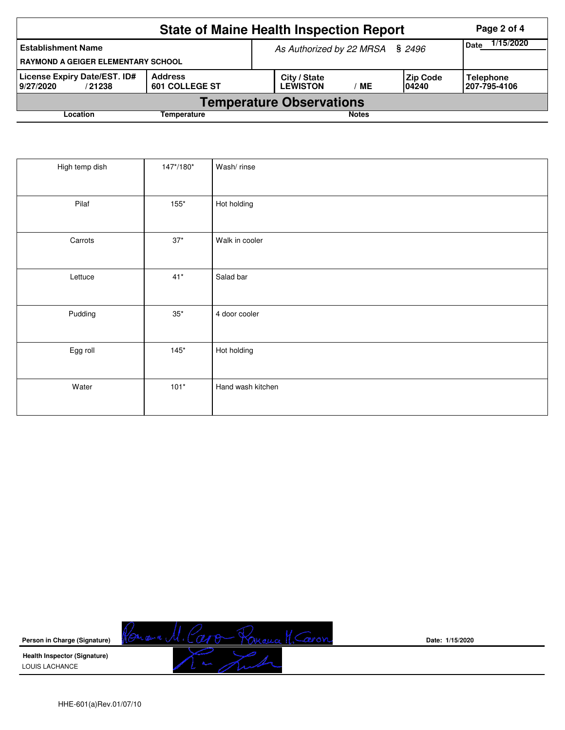# State of Maine Health Inspection Report

| Establishment Name | As Authorized by 22 MRSA § 2496 | | | Date 1/15/2020 |
|---|---|---|---|---|
| RAYMOND A GEIGER ELEMENTARY SCHOOL | | | | |
| **License Expiry Date/EST. ID#** | **Address** | **City / State** | **Zip Code** | **Telephone** |
| 9/27/2020 / 21238 | 601 COLLEGE ST | LEWISTON / ME | 04240 | 207-795-4106 |

## Temperature Observations

| Location | Temperature | Notes |
|---|---|---|
| High temp dish | 147*/180* | Wash/ rinse |
| Pilaf | 155* | Hot holding |
| Carrots | 37* | Walk in cooler |
| Lettuce | 41* | Salad bar |
| Pudding | 35* | 4 door cooler |
| Egg roll | 145* | Hot holding |
| Water | 101* | Hand wash kitchen |

**Person in Charge (Signature)** Romana M. Caron Romana M. Caron **Date:** 1/15/2020

**Health Inspector (Signature)**
LOUIS LACHANCE

HHE-601(a)Rev.01/07/10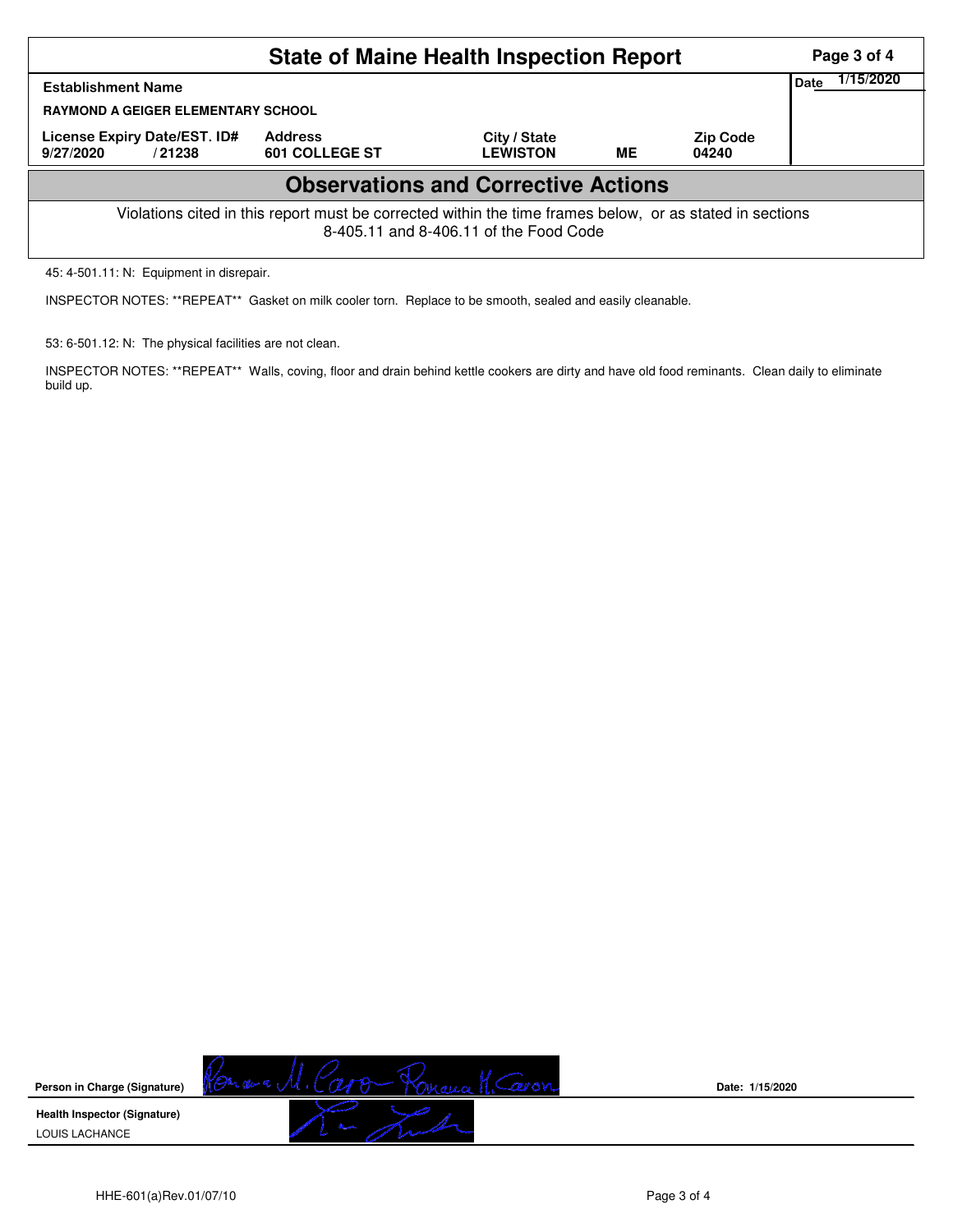# State of Maine Health Inspection Report

| Establishment Name | | | | | Date 1/15/2020 |
|---|---|---|---|---|---|
| RAYMOND A GEIGER ELEMENTARY SCHOOL | | | | | |
| License Expiry Date/EST. ID# | Address | City / State | | Zip Code | |
| 9/27/2020 / 21238 | 601 COLLEGE ST | LEWISTON | ME | 04240 | |

## Observations and Corrective Actions

Violations cited in this report must be corrected within the time frames below, or as stated in sections 8-405.11 and 8-406.11 of the Food Code

45: 4-501.11: N: Equipment in disrepair.

INSPECTOR NOTES: **REPEAT** Gasket on milk cooler torn. Replace to be smooth, sealed and easily cleanable.

53: 6-501.12: N: The physical facilities are not clean.

INSPECTOR NOTES: **REPEAT** Walls, coving, floor and drain behind kettle cookers are dirty and have old food reminants. Clean daily to eliminate build up.

**Person in Charge (Signature)** Ramona M. Caron Ramona M. Caron **Date: 1/15/2020**

**Health Inspector (Signature)**

LOUIS LACHANCE

HHE-601(a)Rev.01/07/10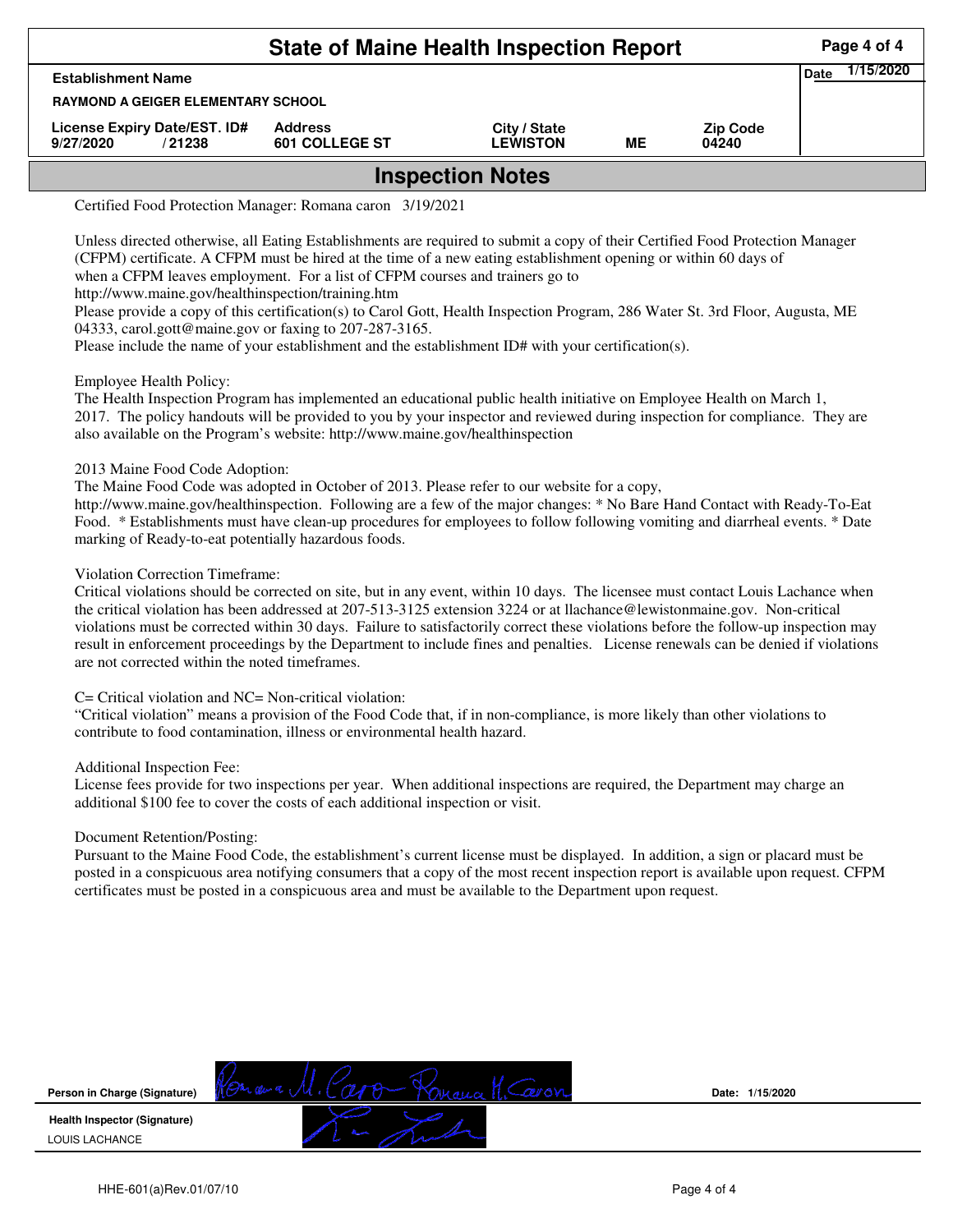# State of Maine Health Inspection Report

| Establishment Name | | | | | Date 1/15/2020 |
|---|---|---|---|---|---|
| RAYMOND A GEIGER ELEMENTARY SCHOOL | | | | | |
| License Expiry Date/EST. ID# | Address | City / State | | Zip Code | |
| 9/27/2020 / 21238 | 601 COLLEGE ST | LEWISTON | ME | 04240 | |

## Inspection Notes

Certified Food Protection Manager: Romana caron 3/19/2021

Unless directed otherwise, all Eating Establishments are required to submit a copy of their Certified Food Protection Manager (CFPM) certificate. A CFPM must be hired at the time of a new eating establishment opening or within 60 days of when a CFPM leaves employment. For a list of CFPM courses and trainers go to http://www.maine.gov/healthinspection/training.htm
Please provide a copy of this certification(s) to Carol Gott, Health Inspection Program, 286 Water St. 3rd Floor, Augusta, ME 04333, carol.gott@maine.gov or faxing to 207-287-3165.
Please include the name of your establishment and the establishment ID# with your certification(s).

Employee Health Policy:
The Health Inspection Program has implemented an educational public health initiative on Employee Health on March 1, 2017. The policy handouts will be provided to you by your inspector and reviewed during inspection for compliance. They are also available on the Program's website: http://www.maine.gov/healthinspection

2013 Maine Food Code Adoption:
The Maine Food Code was adopted in October of 2013. Please refer to our website for a copy, http://www.maine.gov/healthinspection. Following are a few of the major changes: * No Bare Hand Contact with Ready-To-Eat Food. * Establishments must have clean-up procedures for employees to follow following vomiting and diarrheal events. * Date marking of Ready-to-eat potentially hazardous foods.

Violation Correction Timeframe:
Critical violations should be corrected on site, but in any event, within 10 days. The licensee must contact Louis Lachance when the critical violation has been addressed at 207-513-3125 extension 3224 or at llachance@lewistonmaine.gov. Non-critical violations must be corrected within 30 days. Failure to satisfactorily correct these violations before the follow-up inspection may result in enforcement proceedings by the Department to include fines and penalties. License renewals can be denied if violations are not corrected within the noted timeframes.

C= Critical violation and NC= Non-critical violation:
"Critical violation" means a provision of the Food Code that, if in non-compliance, is more likely than other violations to contribute to food contamination, illness or environmental health hazard.

Additional Inspection Fee:
License fees provide for two inspections per year. When additional inspections are required, the Department may charge an additional $100 fee to cover the costs of each additional inspection or visit.

Document Retention/Posting:
Pursuant to the Maine Food Code, the establishment's current license must be displayed. In addition, a sign or placard must be posted in a conspicuous area notifying consumers that a copy of the most recent inspection report is available upon request. CFPM certificates must be posted in a conspicuous area and must be available to the Department upon request.

Person in Charge (Signature): Romana M. Caron    Date: 1/15/2020

Health Inspector (Signature)
LOUIS LACHANCE

HHE-601(a)Rev.01/07/10